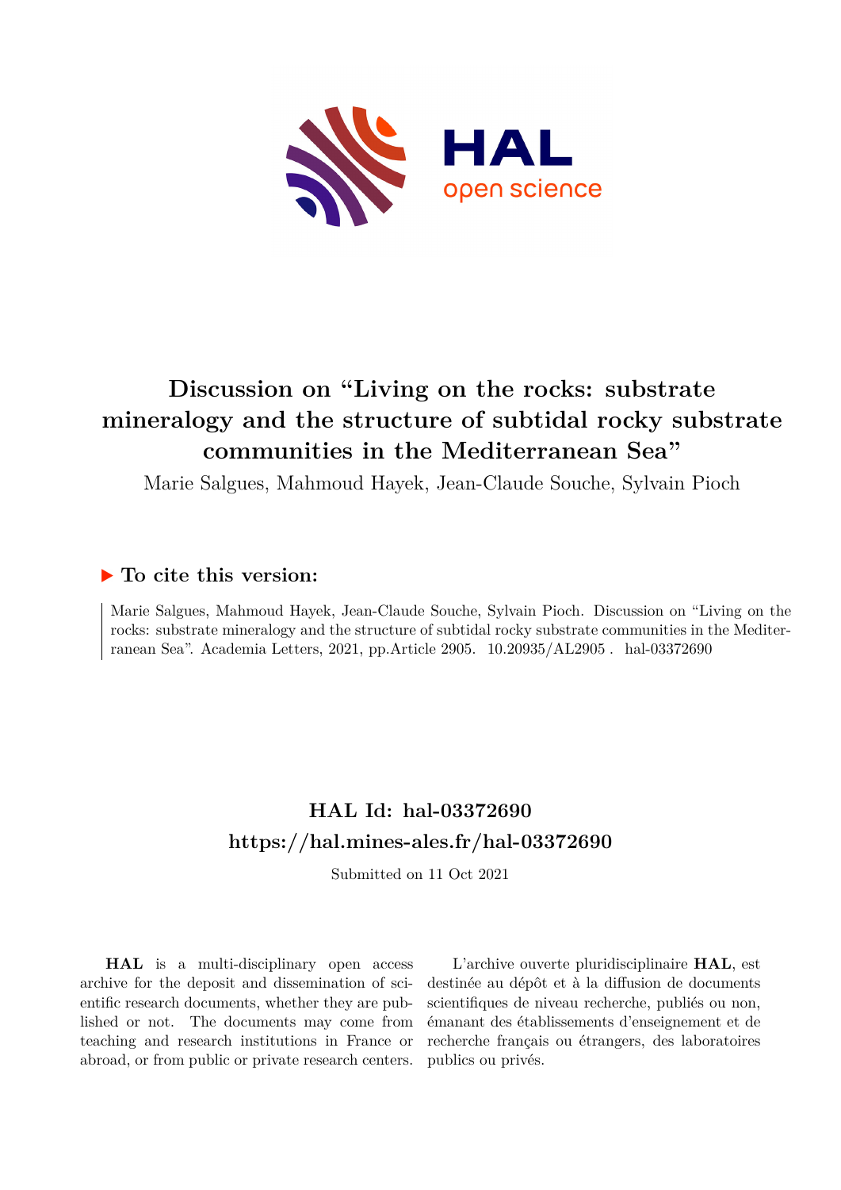# Discussion on "Living on the rocks: substrate mineralogy and the structure of subtidal rocky substrate communities in the Mediterranean Sea"

Marie Salgues, Mahmoud Hayek, Jean-Claude Souche, Sylvain Pioch

## ▶ To cite this version:

Marie Salgues, Mahmoud Hayek, Jean-Claude Souche, Sylvain Pioch. Discussion on "Living on the rocks: substrate mineralogy and the structure of subtidal rocky substrate communities in the Mediterranean Sea". Academia Letters, 2021, pp.Article 2905. 10.20935/AL2905 . hal-03372690

## HAL Id: hal-03372690
## https://hal.mines-ales.fr/hal-03372690

Submitted on 11 Oct 2021

**HAL** is a multi-disciplinary open access archive for the deposit and dissemination of scientific research documents, whether they are published or not. The documents may come from teaching and research institutions in France or abroad, or from public or private research centers.

L'archive ouverte pluridisciplinaire **HAL**, est destinée au dépôt et à la diffusion de documents scientifiques de niveau recherche, publiés ou non, émanant des établissements d'enseignement et de recherche français ou étrangers, des laboratoires publics ou privés.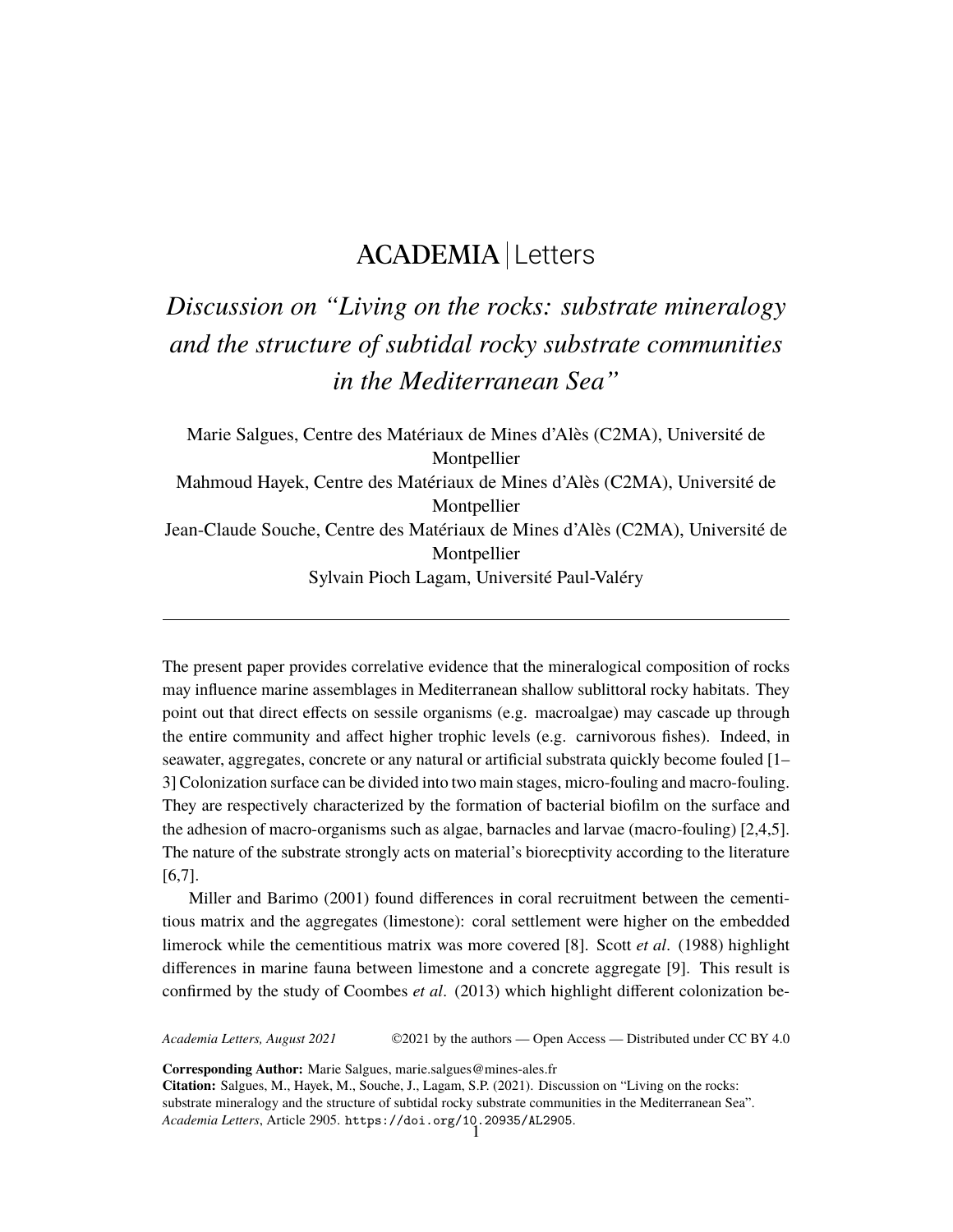# ACADEMIA | Letters

# *Discussion on "Living on the rocks: substrate mineralogy and the structure of subtidal rocky substrate communities in the Mediterranean Sea"*

Marie Salgues, Centre des Matériaux de Mines d'Alès (C2MA), Université de Montpellier
Mahmoud Hayek, Centre des Matériaux de Mines d'Alès (C2MA), Université de Montpellier
Jean-Claude Souche, Centre des Matériaux de Mines d'Alès (C2MA), Université de Montpellier
Sylvain Pioch Lagam, Université Paul-Valéry

---

The present paper provides correlative evidence that the mineralogical composition of rocks may influence marine assemblages in Mediterranean shallow sublittoral rocky habitats. They point out that direct effects on sessile organisms (e.g. macroalgae) may cascade up through the entire community and affect higher trophic levels (e.g. carnivorous fishes). Indeed, in seawater, aggregates, concrete or any natural or artificial substrata quickly become fouled [1–3] Colonization surface can be divided into two main stages, micro-fouling and macro-fouling. They are respectively characterized by the formation of bacterial biofilm on the surface and the adhesion of macro-organisms such as algae, barnacles and larvae (macro-fouling) [2,4,5]. The nature of the substrate strongly acts on material's biorecptivity according to the literature [6,7].

Miller and Barimo (2001) found differences in coral recruitment between the cementitious matrix and the aggregates (limestone): coral settlement were higher on the embedded limerock while the cementitious matrix was more covered [8]. Scott *et al*. (1988) highlight differences in marine fauna between limestone and a concrete aggregate [9]. This result is confirmed by the study of Coombes *et al*. (2013) which highlight different colonization be-

**Corresponding Author:** Marie Salgues, marie.salgues@mines-ales.fr
**Citation:** Salgues, M., Hayek, M., Souche, J., Lagam, S.P. (2021). Discussion on "Living on the rocks: substrate mineralogy and the structure of subtidal rocky substrate communities in the Mediterranean Sea". *Academia Letters*, Article 2905. https://doi.org/10.20935/AL2905.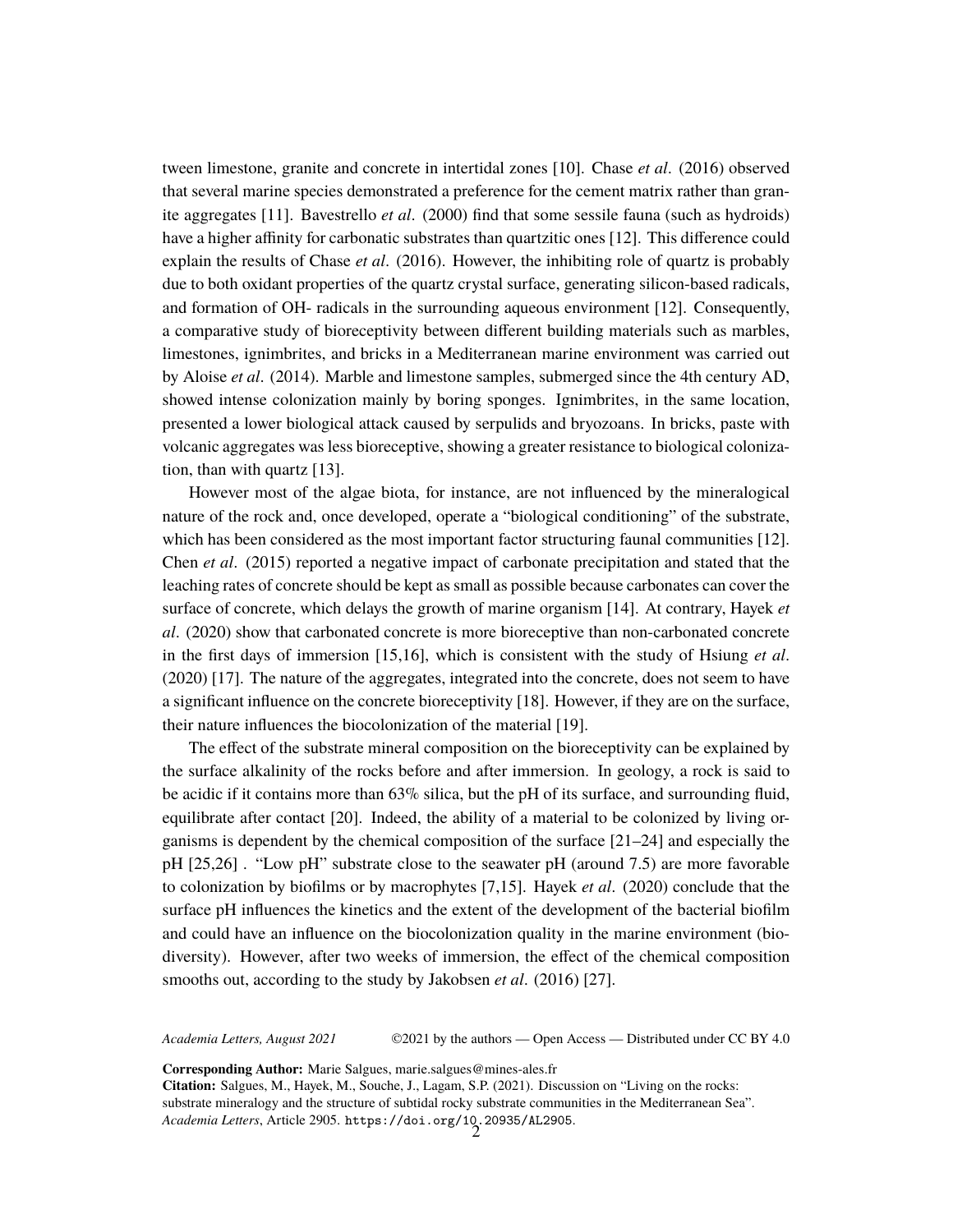tween limestone, granite and concrete in intertidal zones [10]. Chase *et al*. (2016) observed that several marine species demonstrated a preference for the cement matrix rather than granite aggregates [11]. Bavestrello *et al*. (2000) find that some sessile fauna (such as hydroids) have a higher affinity for carbonatic substrates than quartzitic ones [12]. This difference could explain the results of Chase *et al*. (2016). However, the inhibiting role of quartz is probably due to both oxidant properties of the quartz crystal surface, generating silicon-based radicals, and formation of OH- radicals in the surrounding aqueous environment [12]. Consequently, a comparative study of bioreceptivity between different building materials such as marbles, limestones, ignimbrites, and bricks in a Mediterranean marine environment was carried out by Aloise *et al*. (2014). Marble and limestone samples, submerged since the 4th century AD, showed intense colonization mainly by boring sponges. Ignimbrites, in the same location, presented a lower biological attack caused by serpulids and bryozoans. In bricks, paste with volcanic aggregates was less bioreceptive, showing a greater resistance to biological colonization, than with quartz [13].

However most of the algae biota, for instance, are not influenced by the mineralogical nature of the rock and, once developed, operate a "biological conditioning" of the substrate, which has been considered as the most important factor structuring faunal communities [12]. Chen *et al*. (2015) reported a negative impact of carbonate precipitation and stated that the leaching rates of concrete should be kept as small as possible because carbonates can cover the surface of concrete, which delays the growth of marine organism [14]. At contrary, Hayek *et al*. (2020) show that carbonated concrete is more bioreceptive than non-carbonated concrete in the first days of immersion [15,16], which is consistent with the study of Hsiung *et al*. (2020) [17]. The nature of the aggregates, integrated into the concrete, does not seem to have a significant influence on the concrete bioreceptivity [18]. However, if they are on the surface, their nature influences the biocolonization of the material [19].

The effect of the substrate mineral composition on the bioreceptivity can be explained by the surface alkalinity of the rocks before and after immersion. In geology, a rock is said to be acidic if it contains more than 63% silica, but the pH of its surface, and surrounding fluid, equilibrate after contact [20]. Indeed, the ability of a material to be colonized by living organisms is dependent by the chemical composition of the surface [21–24] and especially the pH [25,26] . "Low pH" substrate close to the seawater pH (around 7.5) are more favorable to colonization by biofilms or by macrophytes [7,15]. Hayek *et al*. (2020) conclude that the surface pH influences the kinetics and the extent of the development of the bacterial biofilm and could have an influence on the biocolonization quality in the marine environment (biodiversity). However, after two weeks of immersion, the effect of the chemical composition smooths out, according to the study by Jakobsen *et al*. (2016) [27].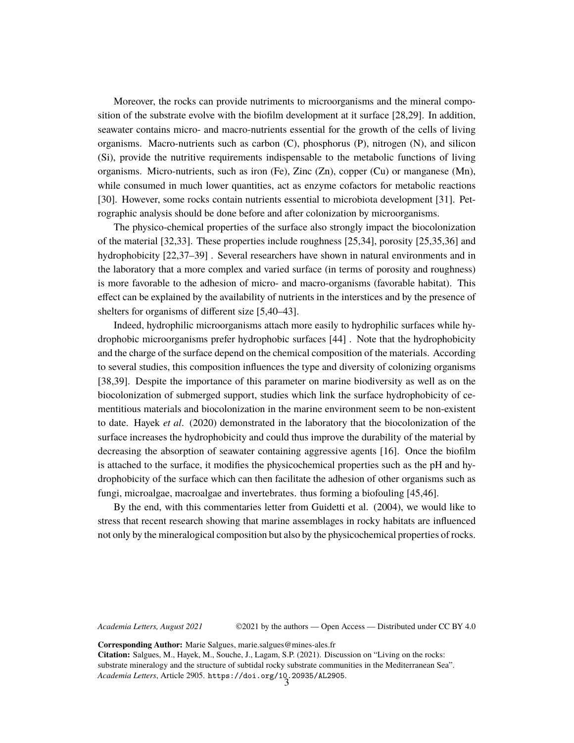Moreover, the rocks can provide nutriments to microorganisms and the mineral composition of the substrate evolve with the biofilm development at it surface [28,29]. In addition, seawater contains micro- and macro-nutrients essential for the growth of the cells of living organisms. Macro-nutrients such as carbon (C), phosphorus (P), nitrogen (N), and silicon (Si), provide the nutritive requirements indispensable to the metabolic functions of living organisms. Micro-nutrients, such as iron (Fe), Zinc (Zn), copper (Cu) or manganese (Mn), while consumed in much lower quantities, act as enzyme cofactors for metabolic reactions [30]. However, some rocks contain nutrients essential to microbiota development [31]. Petrographic analysis should be done before and after colonization by microorganisms.

The physico-chemical properties of the surface also strongly impact the biocolonization of the material [32,33]. These properties include roughness [25,34], porosity [25,35,36] and hydrophobicity [22,37–39] . Several researchers have shown in natural environments and in the laboratory that a more complex and varied surface (in terms of porosity and roughness) is more favorable to the adhesion of micro- and macro-organisms (favorable habitat). This effect can be explained by the availability of nutrients in the interstices and by the presence of shelters for organisms of different size [5,40–43].

Indeed, hydrophilic microorganisms attach more easily to hydrophilic surfaces while hydrophobic microorganisms prefer hydrophobic surfaces [44] . Note that the hydrophobicity and the charge of the surface depend on the chemical composition of the materials. According to several studies, this composition influences the type and diversity of colonizing organisms [38,39]. Despite the importance of this parameter on marine biodiversity as well as on the biocolonization of submerged support, studies which link the surface hydrophobicity of cementitious materials and biocolonization in the marine environment seem to be non-existent to date. Hayek *et al*. (2020) demonstrated in the laboratory that the biocolonization of the surface increases the hydrophobicity and could thus improve the durability of the material by decreasing the absorption of seawater containing aggressive agents [16]. Once the biofilm is attached to the surface, it modifies the physicochemical properties such as the pH and hydrophobicity of the surface which can then facilitate the adhesion of other organisms such as fungi, microalgae, macroalgae and invertebrates. thus forming a biofouling [45,46].

By the end, with this commentaries letter from Guidetti et al. (2004), we would like to stress that recent research showing that marine assemblages in rocky habitats are influenced not only by the mineralogical composition but also by the physicochemical properties of rocks.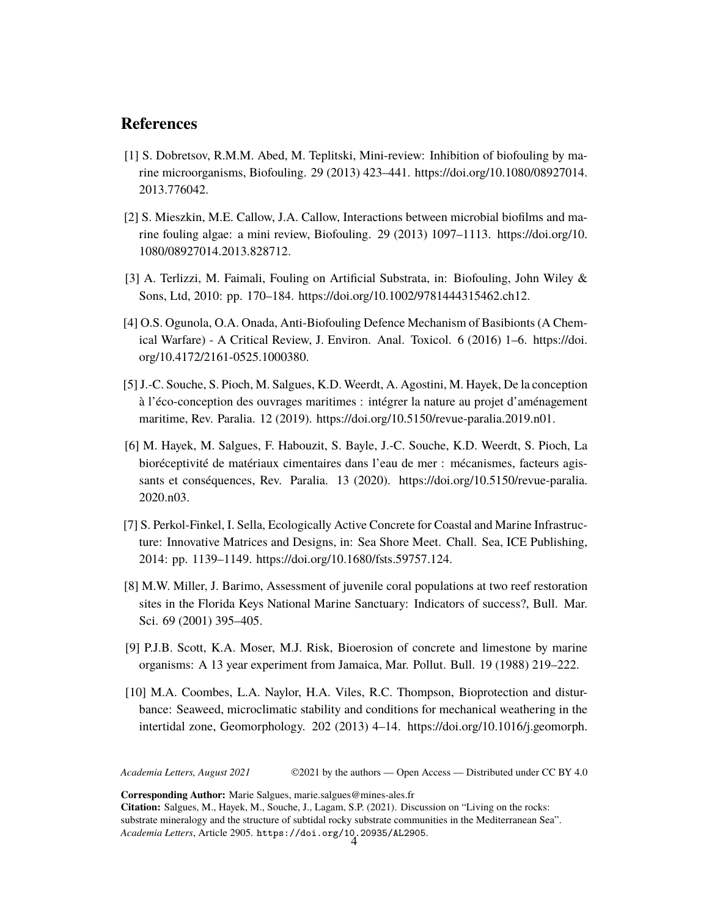## References

[1] S. Dobretsov, R.M.M. Abed, M. Teplitski, Mini-review: Inhibition of biofouling by marine microorganisms, Biofouling. 29 (2013) 423–441. https://doi.org/10.1080/08927014.2013.776042.

[2] S. Mieszkin, M.E. Callow, J.A. Callow, Interactions between microbial biofilms and marine fouling algae: a mini review, Biofouling. 29 (2013) 1097–1113. https://doi.org/10.1080/08927014.2013.828712.

[3] A. Terlizzi, M. Faimali, Fouling on Artificial Substrata, in: Biofouling, John Wiley & Sons, Ltd, 2010: pp. 170–184. https://doi.org/10.1002/9781444315462.ch12.

[4] O.S. Ogunola, O.A. Onada, Anti-Biofouling Defence Mechanism of Basibionts (A Chemical Warfare) - A Critical Review, J. Environ. Anal. Toxicol. 6 (2016) 1–6. https://doi.org/10.4172/2161-0525.1000380.

[5] J.-C. Souche, S. Pioch, M. Salgues, K.D. Weerdt, A. Agostini, M. Hayek, De la conception à l'éco-conception des ouvrages maritimes : intégrer la nature au projet d'aménagement maritime, Rev. Paralia. 12 (2019). https://doi.org/10.5150/revue-paralia.2019.n01.

[6] M. Hayek, M. Salgues, F. Habouzit, S. Bayle, J.-C. Souche, K.D. Weerdt, S. Pioch, La bioréceptivité de matériaux cimentaires dans l'eau de mer : mécanismes, facteurs agissants et conséquences, Rev. Paralia. 13 (2020). https://doi.org/10.5150/revue-paralia.2020.n03.

[7] S. Perkol-Finkel, I. Sella, Ecologically Active Concrete for Coastal and Marine Infrastructure: Innovative Matrices and Designs, in: Sea Shore Meet. Chall. Sea, ICE Publishing, 2014: pp. 1139–1149. https://doi.org/10.1680/fsts.59757.124.

[8] M.W. Miller, J. Barimo, Assessment of juvenile coral populations at two reef restoration sites in the Florida Keys National Marine Sanctuary: Indicators of success?, Bull. Mar. Sci. 69 (2001) 395–405.

[9] P.J.B. Scott, K.A. Moser, M.J. Risk, Bioerosion of concrete and limestone by marine organisms: A 13 year experiment from Jamaica, Mar. Pollut. Bull. 19 (1988) 219–222.

[10] M.A. Coombes, L.A. Naylor, H.A. Viles, R.C. Thompson, Bioprotection and disturbance: Seaweed, microclimatic stability and conditions for mechanical weathering in the intertidal zone, Geomorphology. 202 (2013) 4–14. https://doi.org/10.1016/j.geomorph.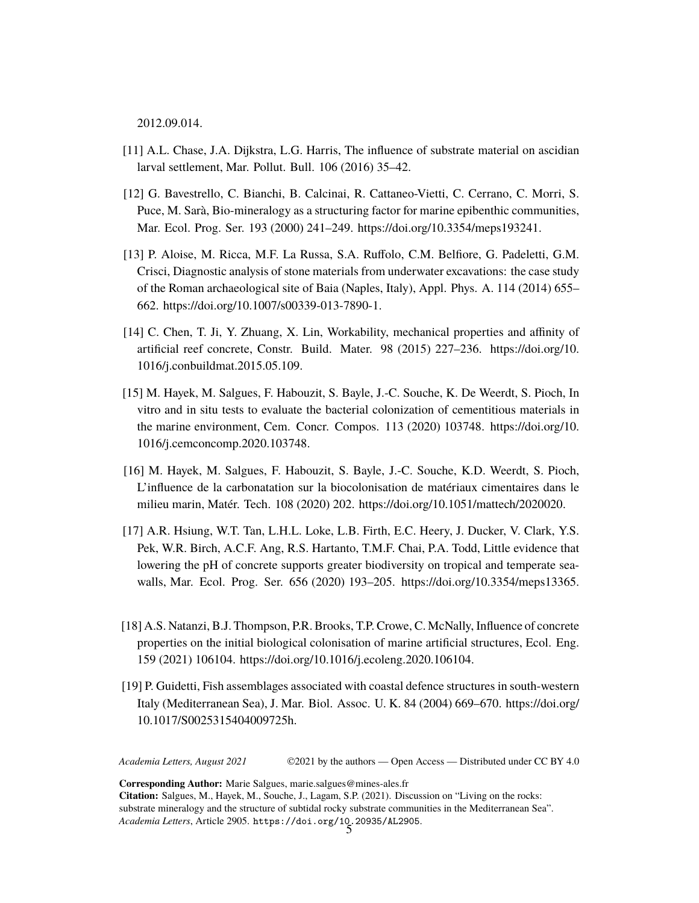2012.09.014.

[11] A.L. Chase, J.A. Dijkstra, L.G. Harris, The influence of substrate material on ascidian larval settlement, Mar. Pollut. Bull. 106 (2016) 35–42.

[12] G. Bavestrello, C. Bianchi, B. Calcinai, R. Cattaneo-Vietti, C. Cerrano, C. Morri, S. Puce, M. Sarà, Bio-mineralogy as a structuring factor for marine epibenthic communities, Mar. Ecol. Prog. Ser. 193 (2000) 241–249. https://doi.org/10.3354/meps193241.

[13] P. Aloise, M. Ricca, M.F. La Russa, S.A. Ruffolo, C.M. Belfiore, G. Padeletti, G.M. Crisci, Diagnostic analysis of stone materials from underwater excavations: the case study of the Roman archaeological site of Baia (Naples, Italy), Appl. Phys. A. 114 (2014) 655–662. https://doi.org/10.1007/s00339-013-7890-1.

[14] C. Chen, T. Ji, Y. Zhuang, X. Lin, Workability, mechanical properties and affinity of artificial reef concrete, Constr. Build. Mater. 98 (2015) 227–236. https://doi.org/10.1016/j.conbuildmat.2015.05.109.

[15] M. Hayek, M. Salgues, F. Habouzit, S. Bayle, J.-C. Souche, K. De Weerdt, S. Pioch, In vitro and in situ tests to evaluate the bacterial colonization of cementitious materials in the marine environment, Cem. Concr. Compos. 113 (2020) 103748. https://doi.org/10.1016/j.cemconcomp.2020.103748.

[16] M. Hayek, M. Salgues, F. Habouzit, S. Bayle, J.-C. Souche, K.D. Weerdt, S. Pioch, L'influence de la carbonatation sur la biocolonisation de matériaux cimentaires dans le milieu marin, Matér. Tech. 108 (2020) 202. https://doi.org/10.1051/mattech/2020020.

[17] A.R. Hsiung, W.T. Tan, L.H.L. Loke, L.B. Firth, E.C. Heery, J. Ducker, V. Clark, Y.S. Pek, W.R. Birch, A.C.F. Ang, R.S. Hartanto, T.M.F. Chai, P.A. Todd, Little evidence that lowering the pH of concrete supports greater biodiversity on tropical and temperate seawalls, Mar. Ecol. Prog. Ser. 656 (2020) 193–205. https://doi.org/10.3354/meps13365.

[18] A.S. Natanzi, B.J. Thompson, P.R. Brooks, T.P. Crowe, C. McNally, Influence of concrete properties on the initial biological colonisation of marine artificial structures, Ecol. Eng. 159 (2021) 106104. https://doi.org/10.1016/j.ecoleng.2020.106104.

[19] P. Guidetti, Fish assemblages associated with coastal defence structures in south-western Italy (Mediterranean Sea), J. Mar. Biol. Assoc. U. K. 84 (2004) 669–670. https://doi.org/10.1017/S0025315404009725h.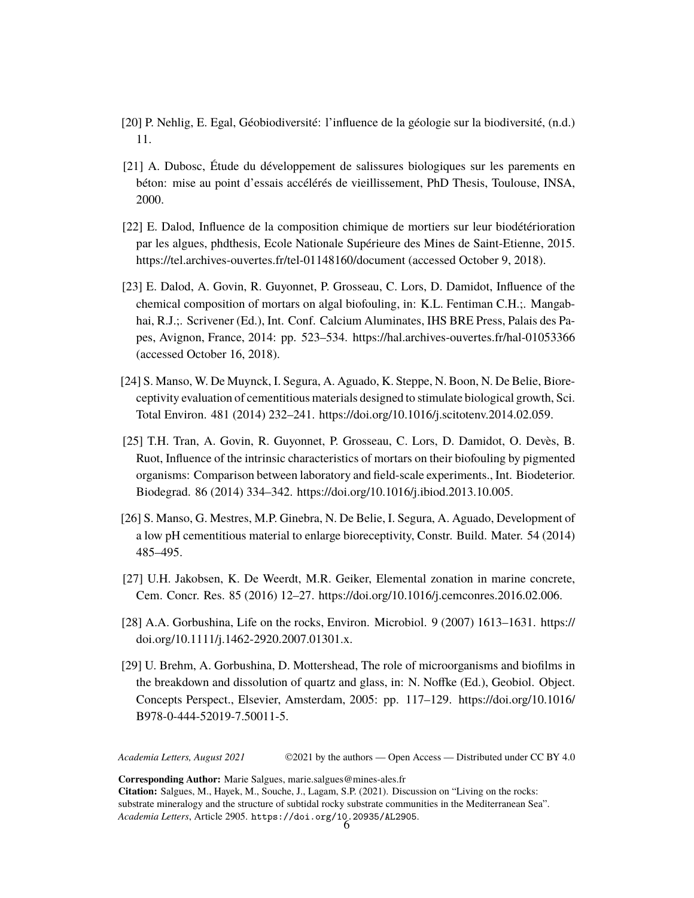[20] P. Nehlig, E. Egal, Géobiodiversité: l'influence de la géologie sur la biodiversité, (n.d.) 11.

[21] A. Dubosc, Étude du développement de salissures biologiques sur les parements en béton: mise au point d'essais accélérés de vieillissement, PhD Thesis, Toulouse, INSA, 2000.

[22] E. Dalod, Influence de la composition chimique de mortiers sur leur biodétérioration par les algues, phdthesis, Ecole Nationale Supérieure des Mines de Saint-Etienne, 2015. https://tel.archives-ouvertes.fr/tel-01148160/document (accessed October 9, 2018).

[23] E. Dalod, A. Govin, R. Guyonnet, P. Grosseau, C. Lors, D. Damidot, Influence of the chemical composition of mortars on algal biofouling, in: K.L. Fentiman C.H.;. Mangabhai, R.J.;. Scrivener (Ed.), Int. Conf. Calcium Aluminates, IHS BRE Press, Palais des Papes, Avignon, France, 2014: pp. 523–534. https://hal.archives-ouvertes.fr/hal-01053366 (accessed October 16, 2018).

[24] S. Manso, W. De Muynck, I. Segura, A. Aguado, K. Steppe, N. Boon, N. De Belie, Bioreceptivity evaluation of cementitious materials designed to stimulate biological growth, Sci. Total Environ. 481 (2014) 232–241. https://doi.org/10.1016/j.scitotenv.2014.02.059.

[25] T.H. Tran, A. Govin, R. Guyonnet, P. Grosseau, C. Lors, D. Damidot, O. Devès, B. Ruot, Influence of the intrinsic characteristics of mortars on their biofouling by pigmented organisms: Comparison between laboratory and field-scale experiments., Int. Biodeterior. Biodegrad. 86 (2014) 334–342. https://doi.org/10.1016/j.ibiod.2013.10.005.

[26] S. Manso, G. Mestres, M.P. Ginebra, N. De Belie, I. Segura, A. Aguado, Development of a low pH cementitious material to enlarge bioreceptivity, Constr. Build. Mater. 54 (2014) 485–495.

[27] U.H. Jakobsen, K. De Weerdt, M.R. Geiker, Elemental zonation in marine concrete, Cem. Concr. Res. 85 (2016) 12–27. https://doi.org/10.1016/j.cemconres.2016.02.006.

[28] A.A. Gorbushina, Life on the rocks, Environ. Microbiol. 9 (2007) 1613–1631. https://doi.org/10.1111/j.1462-2920.2007.01301.x.

[29] U. Brehm, A. Gorbushina, D. Mottershead, The role of microorganisms and biofilms in the breakdown and dissolution of quartz and glass, in: N. Noffke (Ed.), Geobiol. Object. Concepts Perspect., Elsevier, Amsterdam, 2005: pp. 117–129. https://doi.org/10.1016/B978-0-444-52019-7.50011-5.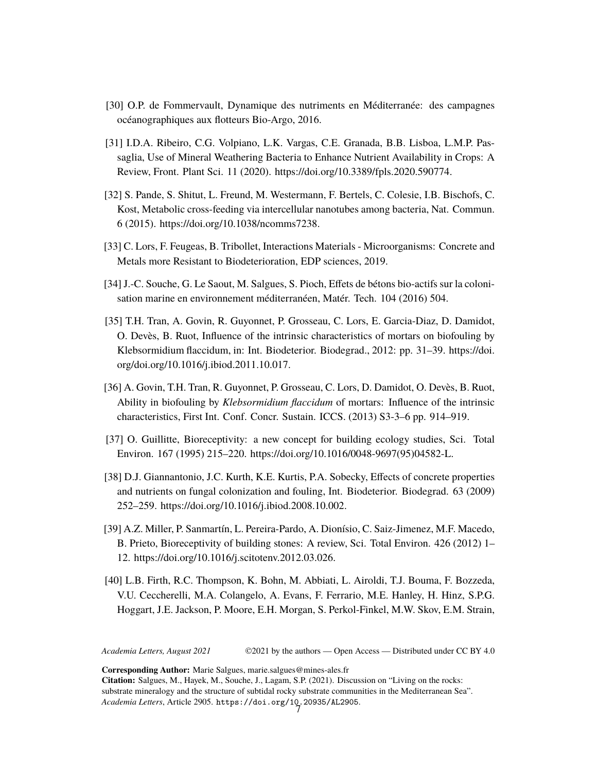[30] O.P. de Fommervault, Dynamique des nutriments en Méditerranée: des campagnes océanographiques aux flotteurs Bio-Argo, 2016.

[31] I.D.A. Ribeiro, C.G. Volpiano, L.K. Vargas, C.E. Granada, B.B. Lisboa, L.M.P. Passaglia, Use of Mineral Weathering Bacteria to Enhance Nutrient Availability in Crops: A Review, Front. Plant Sci. 11 (2020). https://doi.org/10.3389/fpls.2020.590774.

[32] S. Pande, S. Shitut, L. Freund, M. Westermann, F. Bertels, C. Colesie, I.B. Bischofs, C. Kost, Metabolic cross-feeding via intercellular nanotubes among bacteria, Nat. Commun. 6 (2015). https://doi.org/10.1038/ncomms7238.

[33] C. Lors, F. Feugeas, B. Tribollet, Interactions Materials - Microorganisms: Concrete and Metals more Resistant to Biodeterioration, EDP sciences, 2019.

[34] J.-C. Souche, G. Le Saout, M. Salgues, S. Pioch, Effets de bétons bio-actifs sur la colonisation marine en environnement méditerranéen, Matér. Tech. 104 (2016) 504.

[35] T.H. Tran, A. Govin, R. Guyonnet, P. Grosseau, C. Lors, E. Garcia-Diaz, D. Damidot, O. Devès, B. Ruot, Influence of the intrinsic characteristics of mortars on biofouling by Klebsormidium flaccidum, in: Int. Biodeterior. Biodegrad., 2012: pp. 31–39. https://doi.org/doi.org/10.1016/j.ibiod.2011.10.017.

[36] A. Govin, T.H. Tran, R. Guyonnet, P. Grosseau, C. Lors, D. Damidot, O. Devès, B. Ruot, Ability in biofouling by *Klebsormidium flaccidum* of mortars: Influence of the intrinsic characteristics, First Int. Conf. Concr. Sustain. ICCS. (2013) S3-3–6 pp. 914–919.

[37] O. Guillitte, Bioreceptivity: a new concept for building ecology studies, Sci. Total Environ. 167 (1995) 215–220. https://doi.org/10.1016/0048-9697(95)04582-L.

[38] D.J. Giannantonio, J.C. Kurth, K.E. Kurtis, P.A. Sobecky, Effects of concrete properties and nutrients on fungal colonization and fouling, Int. Biodeterior. Biodegrad. 63 (2009) 252–259. https://doi.org/10.1016/j.ibiod.2008.10.002.

[39] A.Z. Miller, P. Sanmartín, L. Pereira-Pardo, A. Dionísio, C. Saiz-Jimenez, M.F. Macedo, B. Prieto, Bioreceptivity of building stones: A review, Sci. Total Environ. 426 (2012) 1–12. https://doi.org/10.1016/j.scitotenv.2012.03.026.

[40] L.B. Firth, R.C. Thompson, K. Bohn, M. Abbiati, L. Airoldi, T.J. Bouma, F. Bozzeda, V.U. Ceccherelli, M.A. Colangelo, A. Evans, F. Ferrario, M.E. Hanley, H. Hinz, S.P.G. Hoggart, J.E. Jackson, P. Moore, E.H. Morgan, S. Perkol-Finkel, M.W. Skov, E.M. Strain,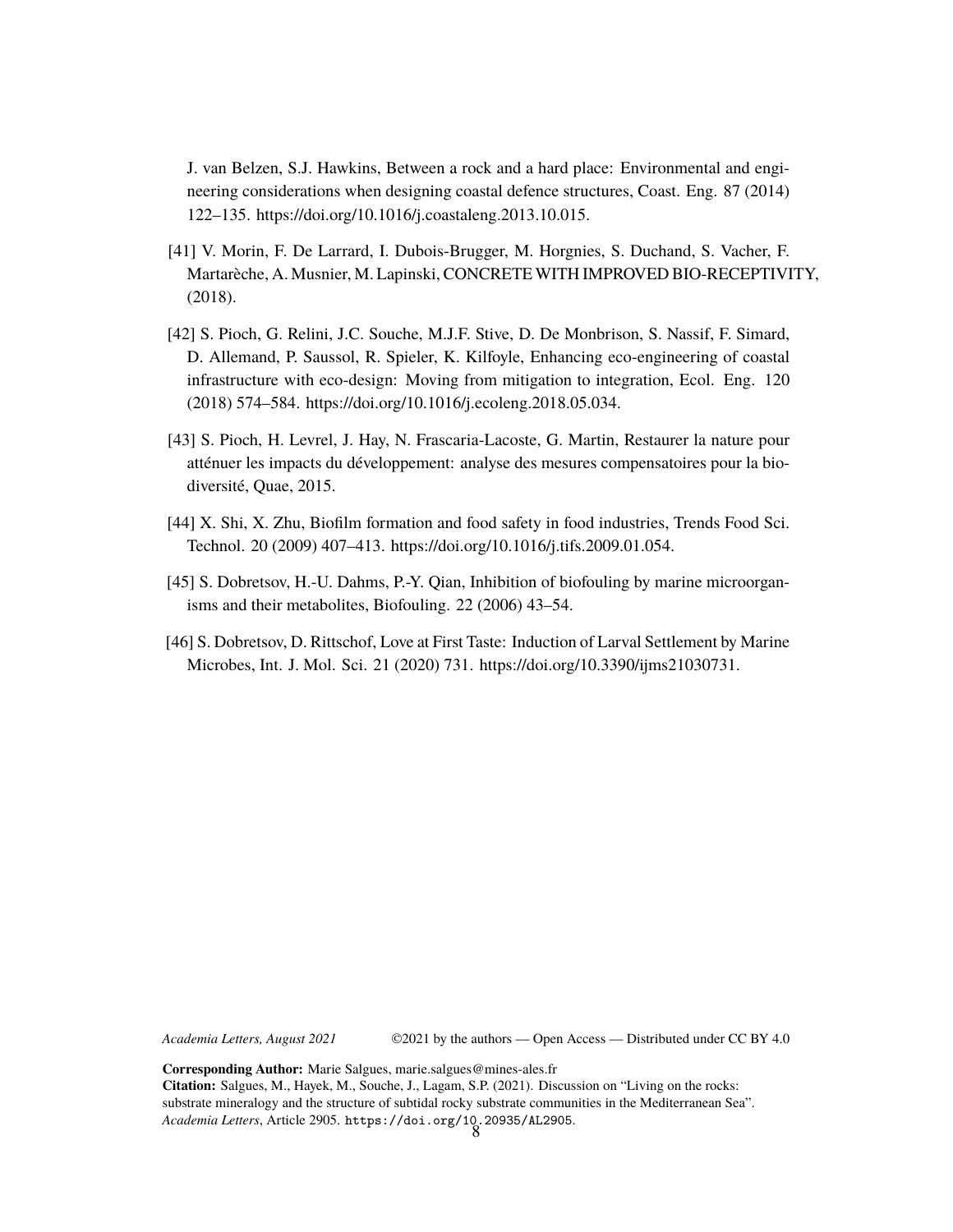J. van Belzen, S.J. Hawkins, Between a rock and a hard place: Environmental and engineering considerations when designing coastal defence structures, Coast. Eng. 87 (2014) 122–135. https://doi.org/10.1016/j.coastaleng.2013.10.015.

[41] V. Morin, F. De Larrard, I. Dubois-Brugger, M. Horgnies, S. Duchand, S. Vacher, F. Martarèche, A. Musnier, M. Lapinski, CONCRETE WITH IMPROVED BIO-RECEPTIVITY, (2018).

[42] S. Pioch, G. Relini, J.C. Souche, M.J.F. Stive, D. De Monbrison, S. Nassif, F. Simard, D. Allemand, P. Saussol, R. Spieler, K. Kilfoyle, Enhancing eco-engineering of coastal infrastructure with eco-design: Moving from mitigation to integration, Ecol. Eng. 120 (2018) 574–584. https://doi.org/10.1016/j.ecoleng.2018.05.034.

[43] S. Pioch, H. Levrel, J. Hay, N. Frascaria-Lacoste, G. Martin, Restaurer la nature pour atténuer les impacts du développement: analyse des mesures compensatoires pour la biodiversité, Quae, 2015.

[44] X. Shi, X. Zhu, Biofilm formation and food safety in food industries, Trends Food Sci. Technol. 20 (2009) 407–413. https://doi.org/10.1016/j.tifs.2009.01.054.

[45] S. Dobretsov, H.-U. Dahms, P.-Y. Qian, Inhibition of biofouling by marine microorganisms and their metabolites, Biofouling. 22 (2006) 43–54.

[46] S. Dobretsov, D. Rittschof, Love at First Taste: Induction of Larval Settlement by Marine Microbes, Int. J. Mol. Sci. 21 (2020) 731. https://doi.org/10.3390/ijms21030731.